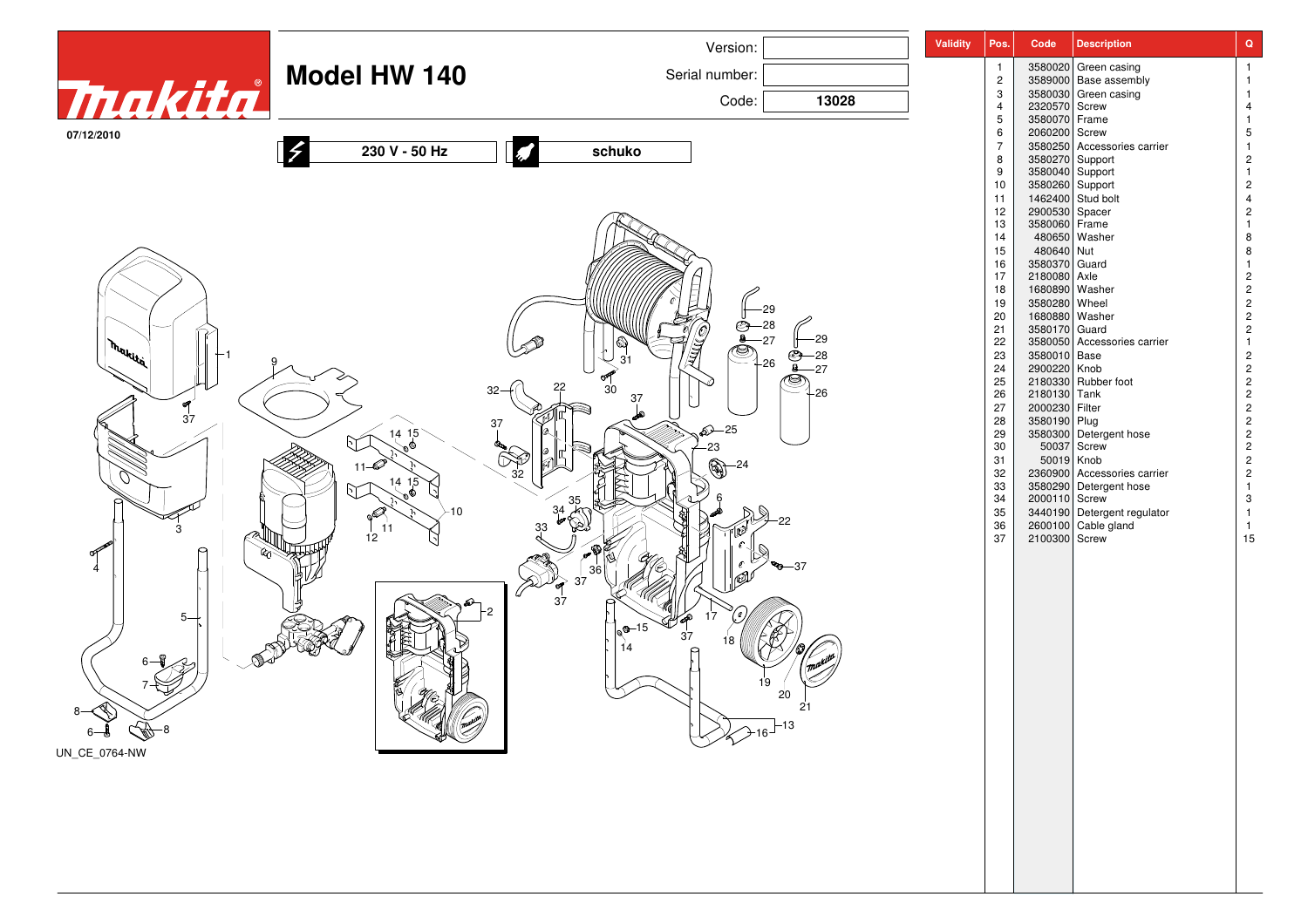makita

07/12/2010

# Model HW 140

Version:

Serial number:

Code: **13028**

**230 V - 50 Hz** | **schuko**

UN_CE_0764-NW

| Validity | Pos. | Code | Description | Q |
|---|---|---|---|---|
| | 1 | 3580020 | Green casing | 1 |
| | 2 | 3589000 | Base assembly | 1 |
| | 3 | 3580030 | Green casing | 1 |
| | 4 | 2320570 | Screw | 4 |
| | 5 | 3580070 | Frame | 1 |
| | 6 | 2060200 | Screw | 5 |
| | 7 | 3580250 | Accessories carrier | 1 |
| | 8 | 3580270 | Support | 2 |
| | 9 | 3580040 | Support | 1 |
| | 10 | 3580260 | Support | 2 |
| | 11 | 1462400 | Stud bolt | 4 |
| | 12 | 2900530 | Spacer | 2 |
| | 13 | 3580060 | Frame | 1 |
| | 14 | 480650 | Washer | 8 |
| | 15 | 480640 | Nut | 8 |
| | 16 | 3580370 | Guard | 1 |
| | 17 | 2180080 | Axle | 2 |
| | 18 | 1680890 | Washer | 2 |
| | 19 | 3580280 | Wheel | 2 |
| | 20 | 1680880 | Washer | 2 |
| | 21 | 3580170 | Guard | 2 |
| | 22 | 3580050 | Accessories carrier | 1 |
| | 23 | 3580010 | Base | 2 |
| | 24 | 2900220 | Knob | 2 |
| | 25 | 2180330 | Rubber foot | 2 |
| | 26 | 2180130 | Tank | 2 |
| | 27 | 2000230 | Filter | 2 |
| | 28 | 3580190 | Plug | 2 |
| | 29 | 3580300 | Detergent hose | 2 |
| | 30 | 50037 | Screw | 2 |
| | 31 | 50019 | Knob | 2 |
| | 32 | 2360900 | Accessories carrier | 2 |
| | 33 | 3580290 | Detergent hose | 1 |
| | 34 | 2000110 | Screw | 3 |
| | 35 | 3440190 | Detergent regulator | 1 |
| | 36 | 2600100 | Cable gland | 1 |
| | 37 | 2100300 | Screw | 15 |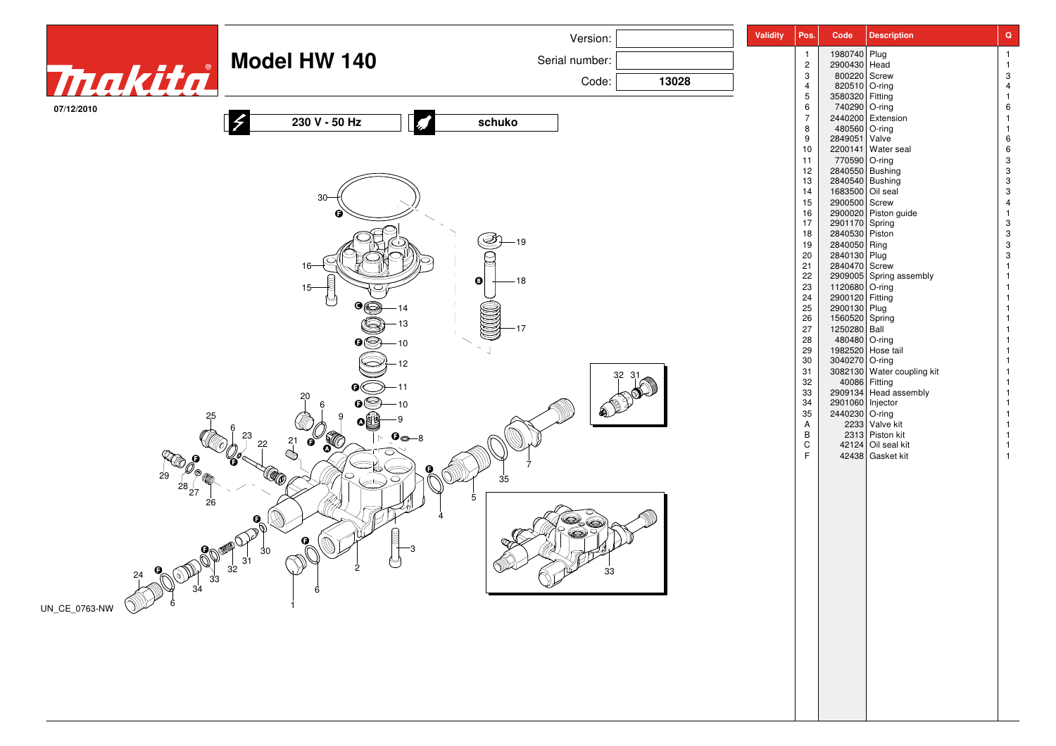# Model HW 140

makita

07/12/2010

Version:
Serial number:
Code: **13028**

**230 V - 50 Hz** | **schuko**

UN_CE_0763-NW

| Validity | Pos. | Code | Description | Q |
|---|---|---|---|---|
| | 1 | 1980740 | Plug | 1 |
| | 2 | 2900430 | Head | 1 |
| | 3 | 800220 | Screw | 3 |
| | 4 | 820510 | O-ring | 4 |
| | 5 | 3580320 | Fitting | 1 |
| | 6 | 740290 | O-ring | 6 |
| | 7 | 2440200 | Extension | 1 |
| | 8 | 480560 | O-ring | 1 |
| | 9 | 2849051 | Valve | 6 |
| | 10 | 2200141 | Water seal | 6 |
| | 11 | 770590 | O-ring | 3 |
| | 12 | 2840550 | Bushing | 3 |
| | 13 | 2840540 | Bushing | 3 |
| | 14 | 1683500 | Oil seal | 3 |
| | 15 | 2900500 | Screw | 4 |
| | 16 | 2900020 | Piston guide | 1 |
| | 17 | 2901170 | Spring | 3 |
| | 18 | 2840530 | Piston | 3 |
| | 19 | 2840050 | Ring | 3 |
| | 20 | 2840130 | Plug | 3 |
| | 21 | 2840470 | Screw | 1 |
| | 22 | 2909005 | Spring assembly | 1 |
| | 23 | 1120680 | O-ring | 1 |
| | 24 | 2900120 | Fitting | 1 |
| | 25 | 2900130 | Plug | 1 |
| | 26 | 1560520 | Spring | 1 |
| | 27 | 1250280 | Ball | 1 |
| | 28 | 480480 | O-ring | 1 |
| | 29 | 1982520 | Hose tail | 1 |
| | 30 | 3040270 | O-ring | 1 |
| | 31 | 3082130 | Water coupling kit | 1 |
| | 32 | 40086 | Fitting | 1 |
| | 33 | 2909134 | Head assembly | 1 |
| | 34 | 2901060 | Injector | 1 |
| | 35 | 2440230 | O-ring | 1 |
| | A | 2233 | Valve kit | 1 |
| | B | 2313 | Piston kit | 1 |
| | C | 42124 | Oil seal kit | 1 |
| | F | 42438 | Gasket kit | 1 |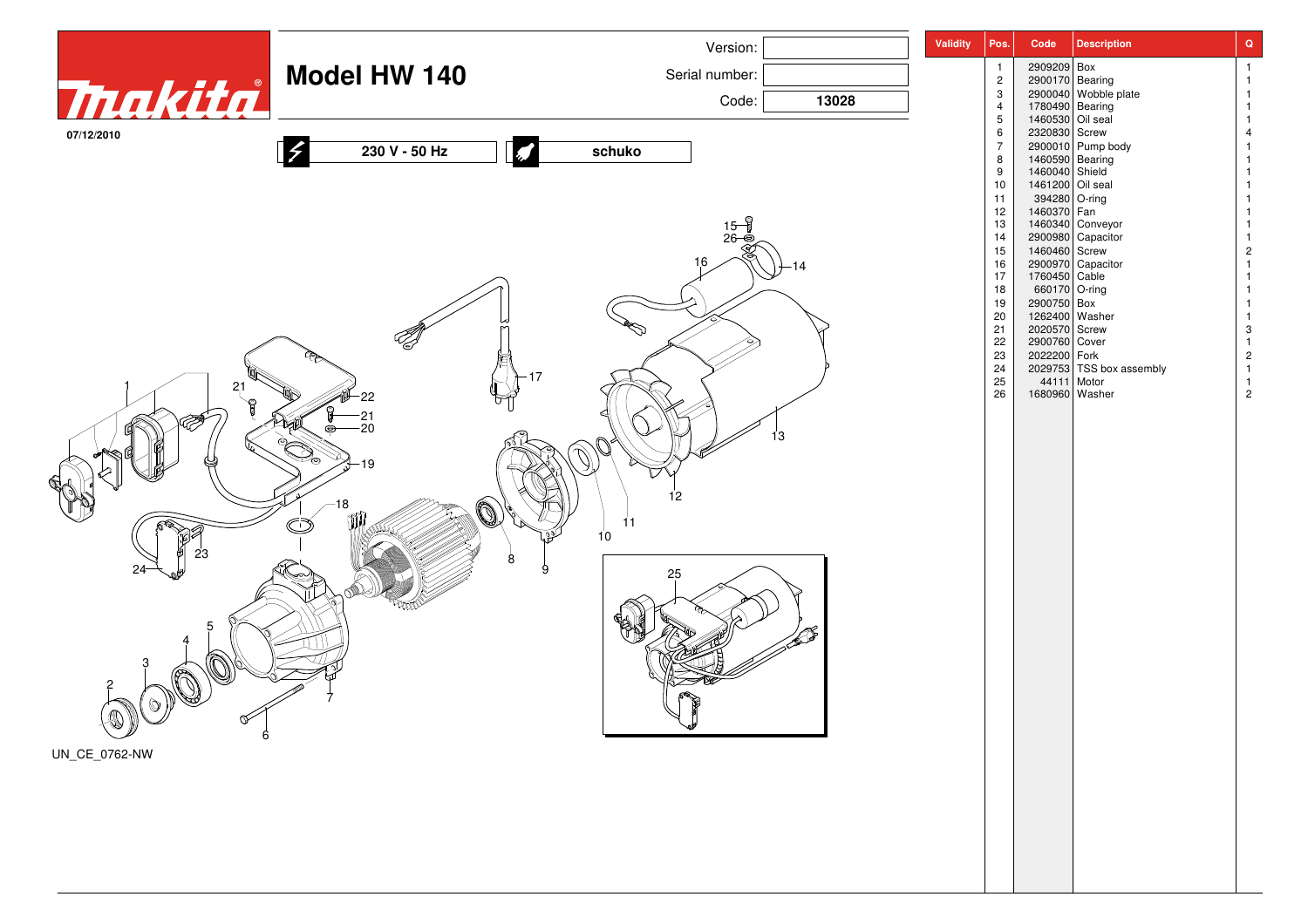# Model HW 140

Version:

Serial number:

Code: **13028**

07/12/2010

**230 V - 50 Hz** | **schuko**

UN_CE_0762-NW

| Validity | Pos. | Code | Description | Q |
|---|---|---|---|---|
| | 1 | 2909209 | Box | 1 |
| | 2 | 2900170 | Bearing | 1 |
| | 3 | 2900040 | Wobble plate | 1 |
| | 4 | 1780490 | Bearing | 1 |
| | 5 | 1460530 | Oil seal | 1 |
| | 6 | 2320830 | Screw | 4 |
| | 7 | 2900010 | Pump body | 1 |
| | 8 | 1460590 | Bearing | 1 |
| | 9 | 1460040 | Shield | 1 |
| | 10 | 1461200 | Oil seal | 1 |
| | 11 | 394280 | O-ring | 1 |
| | 12 | 1460370 | Fan | 1 |
| | 13 | 1460340 | Conveyor | 1 |
| | 14 | 2900980 | Capacitor | 1 |
| | 15 | 1460460 | Screw | 2 |
| | 16 | 2900970 | Capacitor | 1 |
| | 17 | 1760450 | Cable | 1 |
| | 18 | 660170 | O-ring | 1 |
| | 19 | 2900750 | Box | 1 |
| | 20 | 1262400 | Washer | 1 |
| | 21 | 2020570 | Screw | 3 |
| | 22 | 2900760 | Cover | 1 |
| | 23 | 2022200 | Fork | 2 |
| | 24 | 2029753 | TSS box assembly | 1 |
| | 25 | 44111 | Motor | 1 |
| | 26 | 1680960 | Washer | 2 |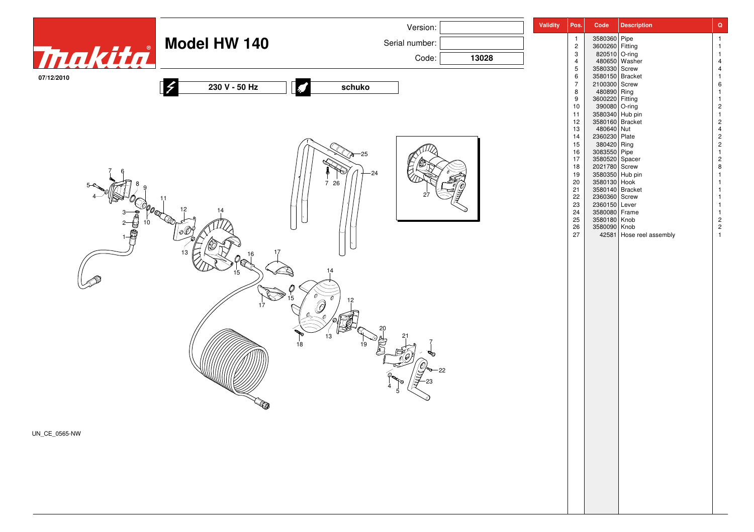# Model HW 140

07/12/2010

| Version: | |
|---|---|
| Serial number: | |
| Code: | **13028** |

**230 V - 50 Hz** | **schuko**

UN_CE_0565-NW

| Validity | Pos. | Code | Description | Q |
|---|---|---|---|---|
| | 1 | 3580360 | Pipe | 1 |
| | 2 | 3600260 | Fitting | 1 |
| | 3 | 820510 | O-ring | 1 |
| | 4 | 480650 | Washer | 4 |
| | 5 | 3580330 | Screw | 4 |
| | 6 | 3580150 | Bracket | 1 |
| | 7 | 2100300 | Screw | 6 |
| | 8 | 480890 | Ring | 1 |
| | 9 | 3600220 | Fitting | 1 |
| | 10 | 390080 | O-ring | 2 |
| | 11 | 3580340 | Hub pin | 1 |
| | 12 | 3580160 | Bracket | 2 |
| | 13 | 480640 | Nut | 4 |
| | 14 | 2360230 | Plate | 2 |
| | 15 | 380420 | Ring | 2 |
| | 16 | 3083550 | Pipe | 1 |
| | 17 | 3580520 | Spacer | 2 |
| | 18 | 2021780 | Screw | 8 |
| | 19 | 3580350 | Hub pin | 1 |
| | 20 | 3580130 | Hook | 1 |
| | 21 | 3580140 | Bracket | 1 |
| | 22 | 2360360 | Screw | 1 |
| | 23 | 2360150 | Lever | 1 |
| | 24 | 3580080 | Frame | 1 |
| | 25 | 3580180 | Knob | 2 |
| | 26 | 3580090 | Knob | 2 |
| | 27 | 42581 | Hose reel assembly | 1 |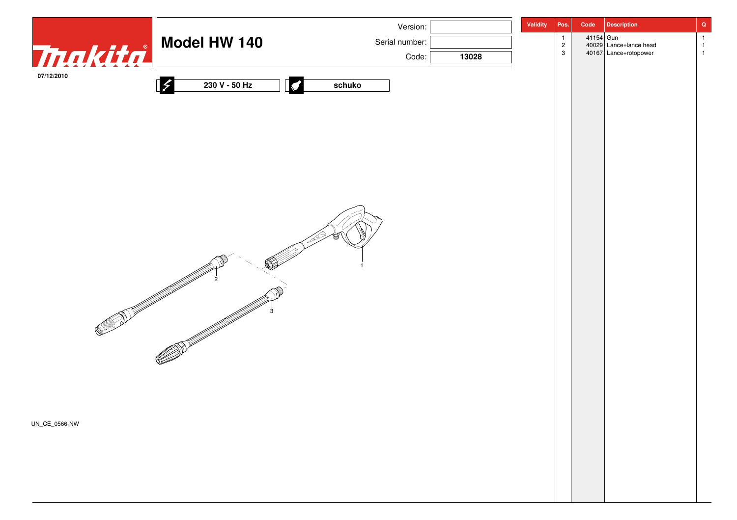makita

07/12/2010

# Model HW 140

Version:

Serial number:

Code: **13028**

**230 V - 50 Hz**

**schuko**

1

2

3

UN_CE_0566-NW

| Validity | Pos. | Code | Description | Q |
|---|---|---|---|---|
| | 1 | 41154 | Gun | 1 |
| | 2 | 40029 | Lance+lance head | 1 |
| | 3 | 40167 | Lance+rotopower | 1 |